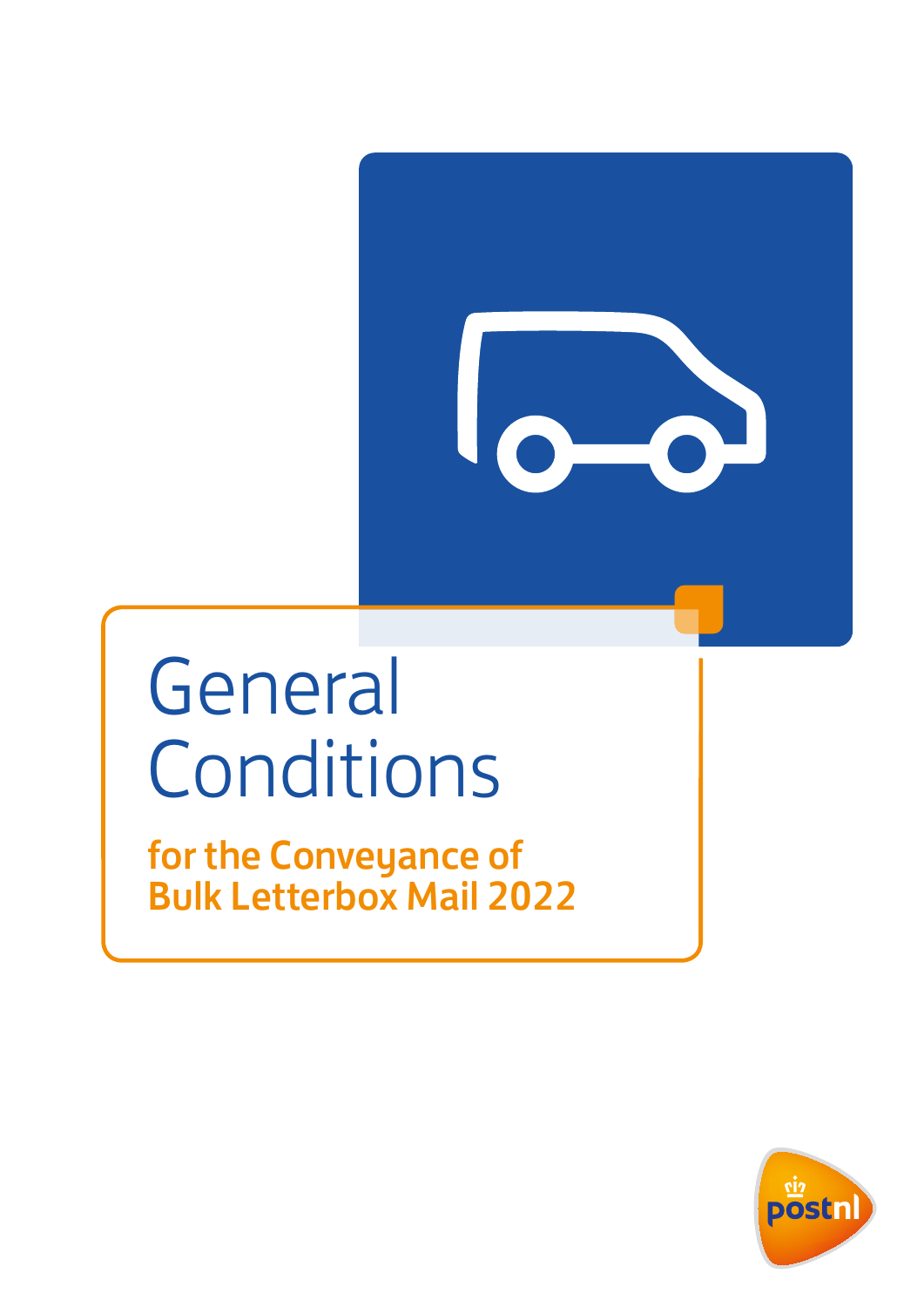# General Conditions

## for the Conveyance of Bulk Letterbox Mail 2022

postnl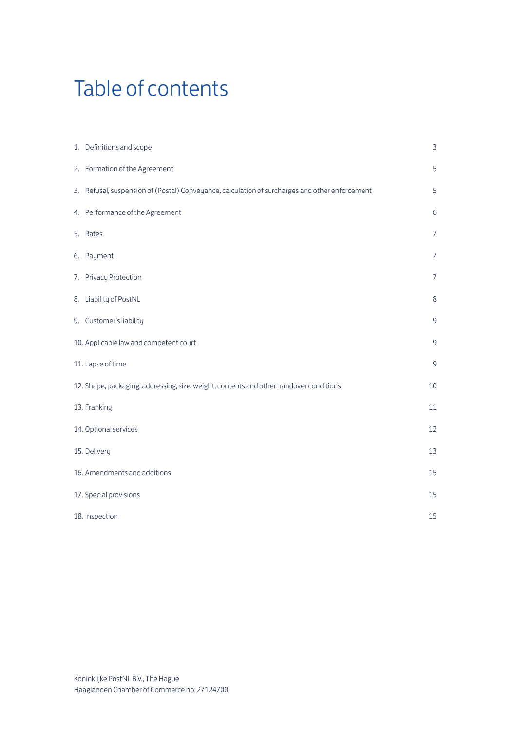# Table of contents

| | |
|---|---|
| 1. Definitions and scope | 3 |
| 2. Formation of the Agreement | 5 |
| 3. Refusal, suspension of (Postal) Conveyance, calculation of surcharges and other enforcement | 5 |
| 4. Performance of the Agreement | 6 |
| 5. Rates | 7 |
| 6. Payment | 7 |
| 7. Privacy Protection | 7 |
| 8. Liability of PostNL | 8 |
| 9. Customer's liability | 9 |
| 10. Applicable law and competent court | 9 |
| 11. Lapse of time | 9 |
| 12. Shape, packaging, addressing, size, weight, contents and other handover conditions | 10 |
| 13. Franking | 11 |
| 14. Optional services | 12 |
| 15. Delivery | 13 |
| 16. Amendments and additions | 15 |
| 17. Special provisions | 15 |
| 18. Inspection | 15 |

Koninklijke PostNL B.V., The Hague
Haaglanden Chamber of Commerce no. 27124700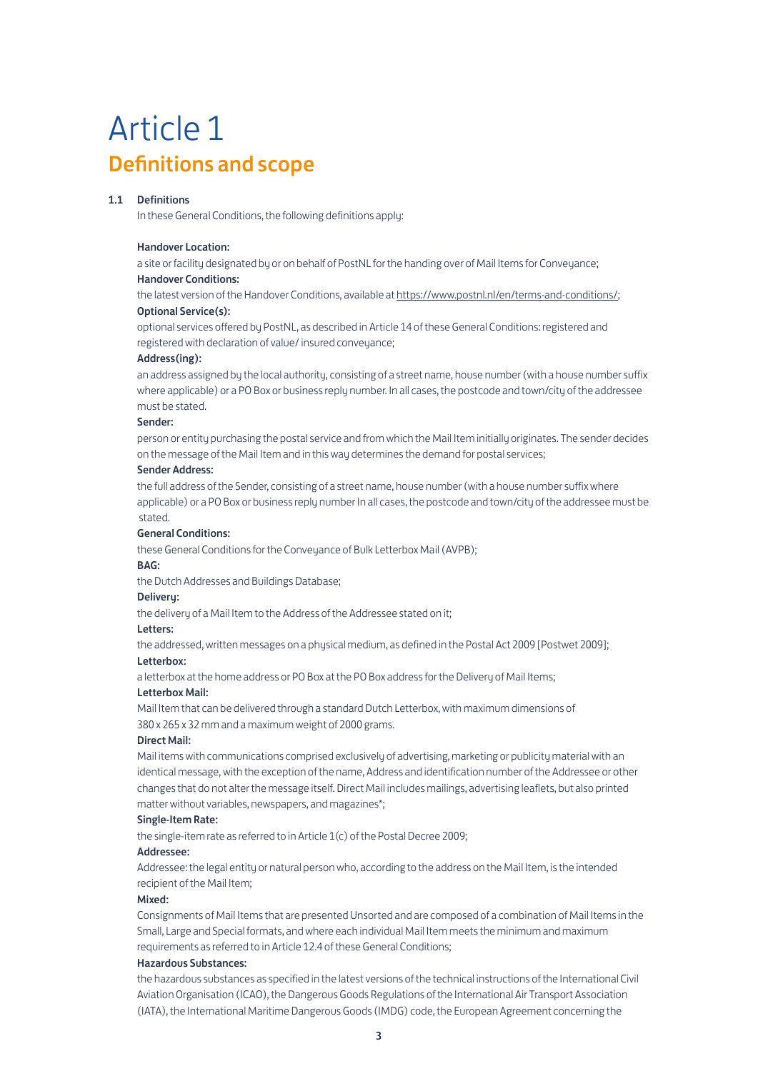# Article 1

## Definitions and scope

### 1.1 Definitions

In these General Conditions, the following definitions apply:

**Handover Location:**
a site or facility designated by or on behalf of PostNL for the handing over of Mail Items for Conveyance;

**Handover Conditions:**
the latest version of the Handover Conditions, available at https://www.postnl.nl/en/terms-and-conditions/;

**Optional Service(s):**
optional services offered by PostNL, as described in Article 14 of these General Conditions: registered and registered with declaration of value/ insured conveyance;

**Address(ing):**
an address assigned by the local authority, consisting of a street name, house number (with a house number suffix where applicable) or a PO Box or business reply number. In all cases, the postcode and town/city of the addressee must be stated.

**Sender:**
person or entity purchasing the postal service and from which the Mail Item initially originates. The sender decides on the message of the Mail Item and in this way determines the demand for postal services;

**Sender Address:**
the full address of the Sender, consisting of a street name, house number (with a house number suffix where applicable) or a PO Box or business reply number In all cases, the postcode and town/city of the addressee must be stated.

**General Conditions:**
these General Conditions for the Conveyance of Bulk Letterbox Mail (AVPB);

**BAG:**
the Dutch Addresses and Buildings Database;

**Delivery:**
the delivery of a Mail Item to the Address of the Addressee stated on it;

**Letters:**
the addressed, written messages on a physical medium, as defined in the Postal Act 2009 [Postwet 2009];

**Letterbox:**
a letterbox at the home address or PO Box at the PO Box address for the Delivery of Mail Items;

**Letterbox Mail:**
Mail Item that can be delivered through a standard Dutch Letterbox, with maximum dimensions of 380 x 265 x 32 mm and a maximum weight of 2000 grams.

**Direct Mail:**
Mail items with communications comprised exclusively of advertising, marketing or publicity material with an identical message, with the exception of the name, Address and identification number of the Addressee or other changes that do not alter the message itself. Direct Mail includes mailings, advertising leaflets, but also printed matter without variables, newspapers, and magazines*;

**Single-Item Rate:**
the single-item rate as referred to in Article 1(c) of the Postal Decree 2009;

**Addressee:**
Addressee: the legal entity or natural person who, according to the address on the Mail Item, is the intended recipient of the Mail Item;

**Mixed:**
Consignments of Mail Items that are presented Unsorted and are composed of a combination of Mail Items in the Small, Large and Special formats, and where each individual Mail Item meets the minimum and maximum requirements as referred to in Article 12.4 of these General Conditions;

**Hazardous Substances:**
the hazardous substances as specified in the latest versions of the technical instructions of the International Civil Aviation Organisation (ICAO), the Dangerous Goods Regulations of the International Air Transport Association (IATA), the International Maritime Dangerous Goods (IMDG) code, the European Agreement concerning the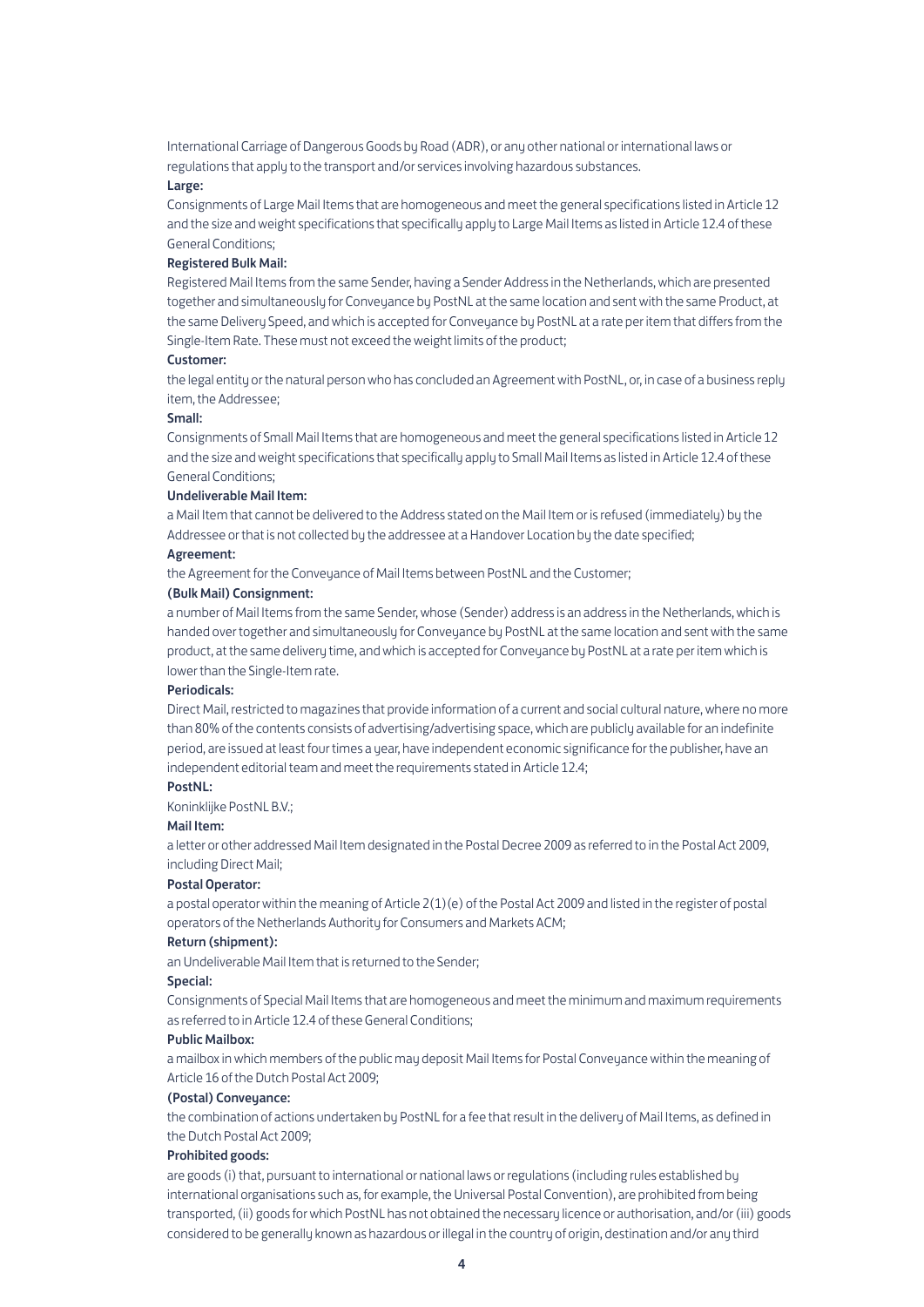International Carriage of Dangerous Goods by Road (ADR), or any other national or international laws or regulations that apply to the transport and/or services involving hazardous substances.

**Large:**

Consignments of Large Mail Items that are homogeneous and meet the general specifications listed in Article 12 and the size and weight specifications that specifically apply to Large Mail Items as listed in Article 12.4 of these General Conditions;

**Registered Bulk Mail:**

Registered Mail Items from the same Sender, having a Sender Address in the Netherlands, which are presented together and simultaneously for Conveyance by PostNL at the same location and sent with the same Product, at the same Delivery Speed, and which is accepted for Conveyance by PostNL at a rate per item that differs from the Single-Item Rate. These must not exceed the weight limits of the product;

**Customer:**

the legal entity or the natural person who has concluded an Agreement with PostNL, or, in case of a business reply item, the Addressee;

**Small:**

Consignments of Small Mail Items that are homogeneous and meet the general specifications listed in Article 12 and the size and weight specifications that specifically apply to Small Mail Items as listed in Article 12.4 of these General Conditions;

**Undeliverable Mail Item:**

a Mail Item that cannot be delivered to the Address stated on the Mail Item or is refused (immediately) by the Addressee or that is not collected by the addressee at a Handover Location by the date specified;

**Agreement:**

the Agreement for the Conveyance of Mail Items between PostNL and the Customer;

**(Bulk Mail) Consignment:**

a number of Mail Items from the same Sender, whose (Sender) address is an address in the Netherlands, which is handed over together and simultaneously for Conveyance by PostNL at the same location and sent with the same product, at the same delivery time, and which is accepted for Conveyance by PostNL at a rate per item which is lower than the Single-Item rate.

**Periodicals:**

Direct Mail, restricted to magazines that provide information of a current and social cultural nature, where no more than 80% of the contents consists of advertising/advertising space, which are publicly available for an indefinite period, are issued at least four times a year, have independent economic significance for the publisher, have an independent editorial team and meet the requirements stated in Article 12.4;

**PostNL:**

Koninklijke PostNL B.V.;

**Mail Item:**

a letter or other addressed Mail Item designated in the Postal Decree 2009 as referred to in the Postal Act 2009, including Direct Mail;

**Postal Operator:**

a postal operator within the meaning of Article 2(1)(e) of the Postal Act 2009 and listed in the register of postal operators of the Netherlands Authority for Consumers and Markets ACM;

**Return (shipment):**

an Undeliverable Mail Item that is returned to the Sender;

**Special:**

Consignments of Special Mail Items that are homogeneous and meet the minimum and maximum requirements as referred to in Article 12.4 of these General Conditions;

**Public Mailbox:**

a mailbox in which members of the public may deposit Mail Items for Postal Conveyance within the meaning of Article 16 of the Dutch Postal Act 2009;

**(Postal) Conveyance:**

the combination of actions undertaken by PostNL for a fee that result in the delivery of Mail Items, as defined in the Dutch Postal Act 2009;

**Prohibited goods:**

are goods (i) that, pursuant to international or national laws or regulations (including rules established by international organisations such as, for example, the Universal Postal Convention), are prohibited from being transported, (ii) goods for which PostNL has not obtained the necessary licence or authorisation, and/or (iii) goods considered to be generally known as hazardous or illegal in the country of origin, destination and/or any third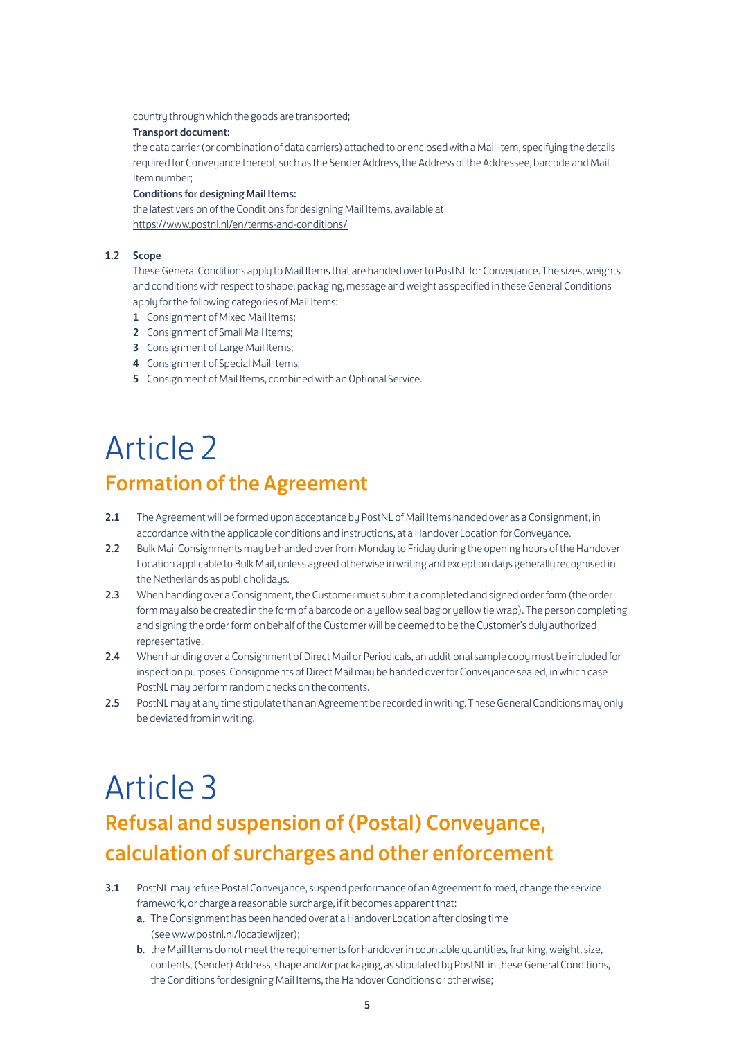country through which the goods are transported;

**Transport document:**

the data carrier (or combination of data carriers) attached to or enclosed with a Mail Item, specifying the details required for Conveyance thereof, such as the Sender Address, the Address of the Addressee, barcode and Mail Item number;

**Conditions for designing Mail Items:**

the latest version of the Conditions for designing Mail Items, available at https://www.postnl.nl/en/terms-and-conditions/

**1.2 Scope**

These General Conditions apply to Mail Items that are handed over to PostNL for Conveyance. The sizes, weights and conditions with respect to shape, packaging, message and weight as specified in these General Conditions apply for the following categories of Mail Items:

1. Consignment of Mixed Mail Items;
2. Consignment of Small Mail Items;
3. Consignment of Large Mail Items;
4. Consignment of Special Mail Items;
5. Consignment of Mail Items, combined with an Optional Service.

# Article 2

## Formation of the Agreement

**2.1** The Agreement will be formed upon acceptance by PostNL of Mail Items handed over as a Consignment, in accordance with the applicable conditions and instructions, at a Handover Location for Conveyance.

**2.2** Bulk Mail Consignments may be handed over from Monday to Friday during the opening hours of the Handover Location applicable to Bulk Mail, unless agreed otherwise in writing and except on days generally recognised in the Netherlands as public holidays.

**2.3** When handing over a Consignment, the Customer must submit a completed and signed order form (the order form may also be created in the form of a barcode on a yellow seal bag or yellow tie wrap). The person completing and signing the order form on behalf of the Customer will be deemed to be the Customer's duly authorized representative.

**2.4** When handing over a Consignment of Direct Mail or Periodicals, an additional sample copy must be included for inspection purposes. Consignments of Direct Mail may be handed over for Conveyance sealed, in which case PostNL may perform random checks on the contents.

**2.5** PostNL may at any time stipulate than an Agreement be recorded in writing. These General Conditions may only be deviated from in writing.

# Article 3

## Refusal and suspension of (Postal) Conveyance, calculation of surcharges and other enforcement

**3.1** PostNL may refuse Postal Conveyance, suspend performance of an Agreement formed, change the service framework, or charge a reasonable surcharge, if it becomes apparent that:

**a.** The Consignment has been handed over at a Handover Location after closing time (see www.postnl.nl/locatiewijzer);

**b.** the Mail Items do not meet the requirements for handover in countable quantities, franking, weight, size, contents, (Sender) Address, shape and/or packaging, as stipulated by PostNL in these General Conditions, the Conditions for designing Mail Items, the Handover Conditions or otherwise;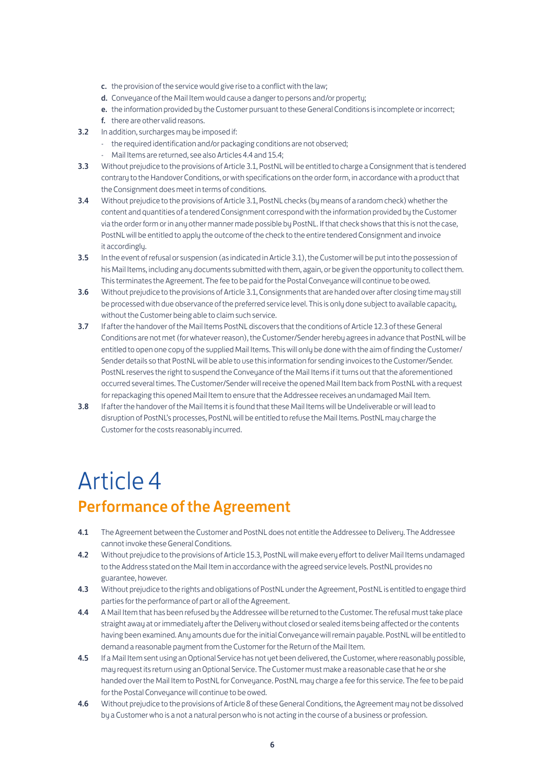**c.** the provision of the service would give rise to a conflict with the law;

**d.** Conveyance of the Mail Item would cause a danger to persons and/or property;

**e.** the information provided by the Customer pursuant to these General Conditions is incomplete or incorrect;

**f.** there are other valid reasons.

**3.2** In addition, surcharges may be imposed if:

- the required identification and/or packaging conditions are not observed;
- Mail Items are returned, see also Articles 4.4 and 15.4;

**3.3** Without prejudice to the provisions of Article 3.1, PostNL will be entitled to charge a Consignment that is tendered contrary to the Handover Conditions, or with specifications on the order form, in accordance with a product that the Consignment does meet in terms of conditions.

**3.4** Without prejudice to the provisions of Article 3.1, PostNL checks (by means of a random check) whether the content and quantities of a tendered Consignment correspond with the information provided by the Customer via the order form or in any other manner made possible by PostNL. If that check shows that this is not the case, PostNL will be entitled to apply the outcome of the check to the entire tendered Consignment and invoice it accordingly.

**3.5** In the event of refusal or suspension (as indicated in Article 3.1), the Customer will be put into the possession of his Mail Items, including any documents submitted with them, again, or be given the opportunity to collect them. This terminates the Agreement. The fee to be paid for the Postal Conveyance will continue to be owed.

**3.6** Without prejudice to the provisions of Article 3.1, Consignments that are handed over after closing time may still be processed with due observance of the preferred service level. This is only done subject to available capacity, without the Customer being able to claim such service.

**3.7** If after the handover of the Mail Items PostNL discovers that the conditions of Article 12.3 of these General Conditions are not met (for whatever reason), the Customer/Sender hereby agrees in advance that PostNL will be entitled to open one copy of the supplied Mail Items. This will only be done with the aim of finding the Customer/Sender details so that PostNL will be able to use this information for sending invoices to the Customer/Sender. PostNL reserves the right to suspend the Conveyance of the Mail Items if it turns out that the aforementioned occurred several times. The Customer/Sender will receive the opened Mail Item back from PostNL with a request for repackaging this opened Mail Item to ensure that the Addressee receives an undamaged Mail Item.

**3.8** If after the handover of the Mail Items it is found that these Mail Items will be Undeliverable or will lead to disruption of PostNL's processes, PostNL will be entitled to refuse the Mail Items. PostNL may charge the Customer for the costs reasonably incurred.

# Article 4

## Performance of the Agreement

**4.1** The Agreement between the Customer and PostNL does not entitle the Addressee to Delivery. The Addressee cannot invoke these General Conditions.

**4.2** Without prejudice to the provisions of Article 15.3, PostNL will make every effort to deliver Mail Items undamaged to the Address stated on the Mail Item in accordance with the agreed service levels. PostNL provides no guarantee, however.

**4.3** Without prejudice to the rights and obligations of PostNL under the Agreement, PostNL is entitled to engage third parties for the performance of part or all of the Agreement.

**4.4** A Mail Item that has been refused by the Addressee will be returned to the Customer. The refusal must take place straight away at or immediately after the Delivery without closed or sealed items being affected or the contents having been examined. Any amounts due for the initial Conveyance will remain payable. PostNL will be entitled to demand a reasonable payment from the Customer for the Return of the Mail Item.

**4.5** If a Mail Item sent using an Optional Service has not yet been delivered, the Customer, where reasonably possible, may request its return using an Optional Service. The Customer must make a reasonable case that he or she handed over the Mail Item to PostNL for Conveyance. PostNL may charge a fee for this service. The fee to be paid for the Postal Conveyance will continue to be owed.

**4.6** Without prejudice to the provisions of Article 8 of these General Conditions, the Agreement may not be dissolved by a Customer who is a not a natural person who is not acting in the course of a business or profession.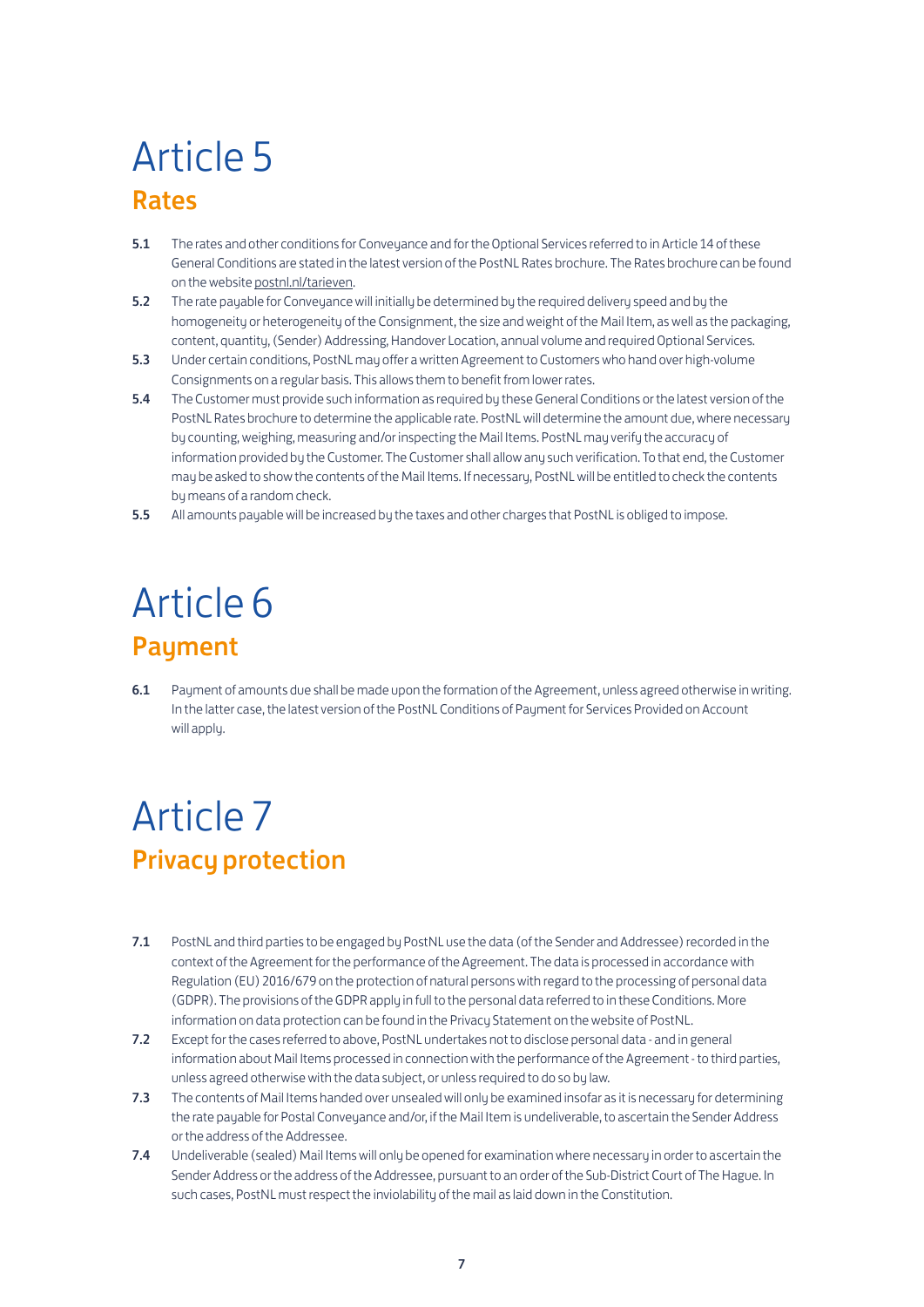# Article 5

## Rates

**5.1** The rates and other conditions for Conveyance and for the Optional Services referred to in Article 14 of these General Conditions are stated in the latest version of the PostNL Rates brochure. The Rates brochure can be found on the website postnl.nl/tarieven.

**5.2** The rate payable for Conveyance will initially be determined by the required delivery speed and by the homogeneity or heterogeneity of the Consignment, the size and weight of the Mail Item, as well as the packaging, content, quantity, (Sender) Addressing, Handover Location, annual volume and required Optional Services.

**5.3** Under certain conditions, PostNL may offer a written Agreement to Customers who hand over high-volume Consignments on a regular basis. This allows them to benefit from lower rates.

**5.4** The Customer must provide such information as required by these General Conditions or the latest version of the PostNL Rates brochure to determine the applicable rate. PostNL will determine the amount due, where necessary by counting, weighing, measuring and/or inspecting the Mail Items. PostNL may verify the accuracy of information provided by the Customer. The Customer shall allow any such verification. To that end, the Customer may be asked to show the contents of the Mail Items. If necessary, PostNL will be entitled to check the contents by means of a random check.

**5.5** All amounts payable will be increased by the taxes and other charges that PostNL is obliged to impose.

# Article 6

## Payment

**6.1** Payment of amounts due shall be made upon the formation of the Agreement, unless agreed otherwise in writing. In the latter case, the latest version of the PostNL Conditions of Payment for Services Provided on Account will apply.

# Article 7

## Privacy protection

**7.1** PostNL and third parties to be engaged by PostNL use the data (of the Sender and Addressee) recorded in the context of the Agreement for the performance of the Agreement. The data is processed in accordance with Regulation (EU) 2016/679 on the protection of natural persons with regard to the processing of personal data (GDPR). The provisions of the GDPR apply in full to the personal data referred to in these Conditions. More information on data protection can be found in the Privacy Statement on the website of PostNL.

**7.2** Except for the cases referred to above, PostNL undertakes not to disclose personal data - and in general information about Mail Items processed in connection with the performance of the Agreement - to third parties, unless agreed otherwise with the data subject, or unless required to do so by law.

**7.3** The contents of Mail Items handed over unsealed will only be examined insofar as it is necessary for determining the rate payable for Postal Conveyance and/or, if the Mail Item is undeliverable, to ascertain the Sender Address or the address of the Addressee.

**7.4** Undeliverable (sealed) Mail Items will only be opened for examination where necessary in order to ascertain the Sender Address or the address of the Addressee, pursuant to an order of the Sub-District Court of The Hague. In such cases, PostNL must respect the inviolability of the mail as laid down in the Constitution.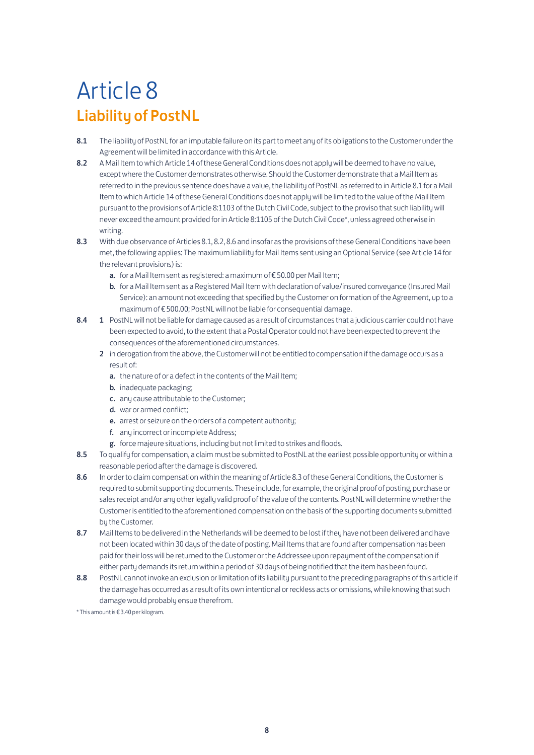# Article 8

## Liability of PostNL

**8.1** The liability of PostNL for an imputable failure on its part to meet any of its obligations to the Customer under the Agreement will be limited in accordance with this Article.

**8.2** A Mail Item to which Article 14 of these General Conditions does not apply will be deemed to have no value, except where the Customer demonstrates otherwise. Should the Customer demonstrate that a Mail Item as referred to in the previous sentence does have a value, the liability of PostNL as referred to in Article 8.1 for a Mail Item to which Article 14 of these General Conditions does not apply will be limited to the value of the Mail Item pursuant to the provisions of Article 8:1103 of the Dutch Civil Code, subject to the proviso that such liability will never exceed the amount provided for in Article 8:1105 of the Dutch Civil Code*, unless agreed otherwise in writing.

**8.3** With due observance of Articles 8.1, 8.2, 8.6 and insofar as the provisions of these General Conditions have been met, the following applies: The maximum liability for Mail Items sent using an Optional Service (see Article 14 for the relevant provisions) is:

- **a.** for a Mail Item sent as registered: a maximum of € 50.00 per Mail Item;
- **b.** for a Mail Item sent as a Registered Mail Item with declaration of value/insured conveyance (Insured Mail Service): an amount not exceeding that specified by the Customer on formation of the Agreement, up to a maximum of € 500.00; PostNL will not be liable for consequential damage.

**8.4**

1. PostNL will not be liable for damage caused as a result of circumstances that a judicious carrier could not have been expected to avoid, to the extent that a Postal Operator could not have been expected to prevent the consequences of the aforementioned circumstances.
2. in derogation from the above, the Customer will not be entitled to compensation if the damage occurs as a result of:
   - **a.** the nature of or a defect in the contents of the Mail Item;
   - **b.** inadequate packaging;
   - **c.** any cause attributable to the Customer;
   - **d.** war or armed conflict;
   - **e.** arrest or seizure on the orders of a competent authority;
   - **f.** any incorrect or incomplete Address;
   - **g.** force majeure situations, including but not limited to strikes and floods.

**8.5** To qualify for compensation, a claim must be submitted to PostNL at the earliest possible opportunity or within a reasonable period after the damage is discovered.

**8.6** In order to claim compensation within the meaning of Article 8.3 of these General Conditions, the Customer is required to submit supporting documents. These include, for example, the original proof of posting, purchase or sales receipt and/or any other legally valid proof of the value of the contents. PostNL will determine whether the Customer is entitled to the aforementioned compensation on the basis of the supporting documents submitted by the Customer.

**8.7** Mail Items to be delivered in the Netherlands will be deemed to be lost if they have not been delivered and have not been located within 30 days of the date of posting. Mail Items that are found after compensation has been paid for their loss will be returned to the Customer or the Addressee upon repayment of the compensation if either party demands its return within a period of 30 days of being notified that the item has been found.

**8.8** PostNL cannot invoke an exclusion or limitation of its liability pursuant to the preceding paragraphs of this article if the damage has occurred as a result of its own intentional or reckless acts or omissions, while knowing that such damage would probably ensue therefrom.

* This amount is € 3.40 per kilogram.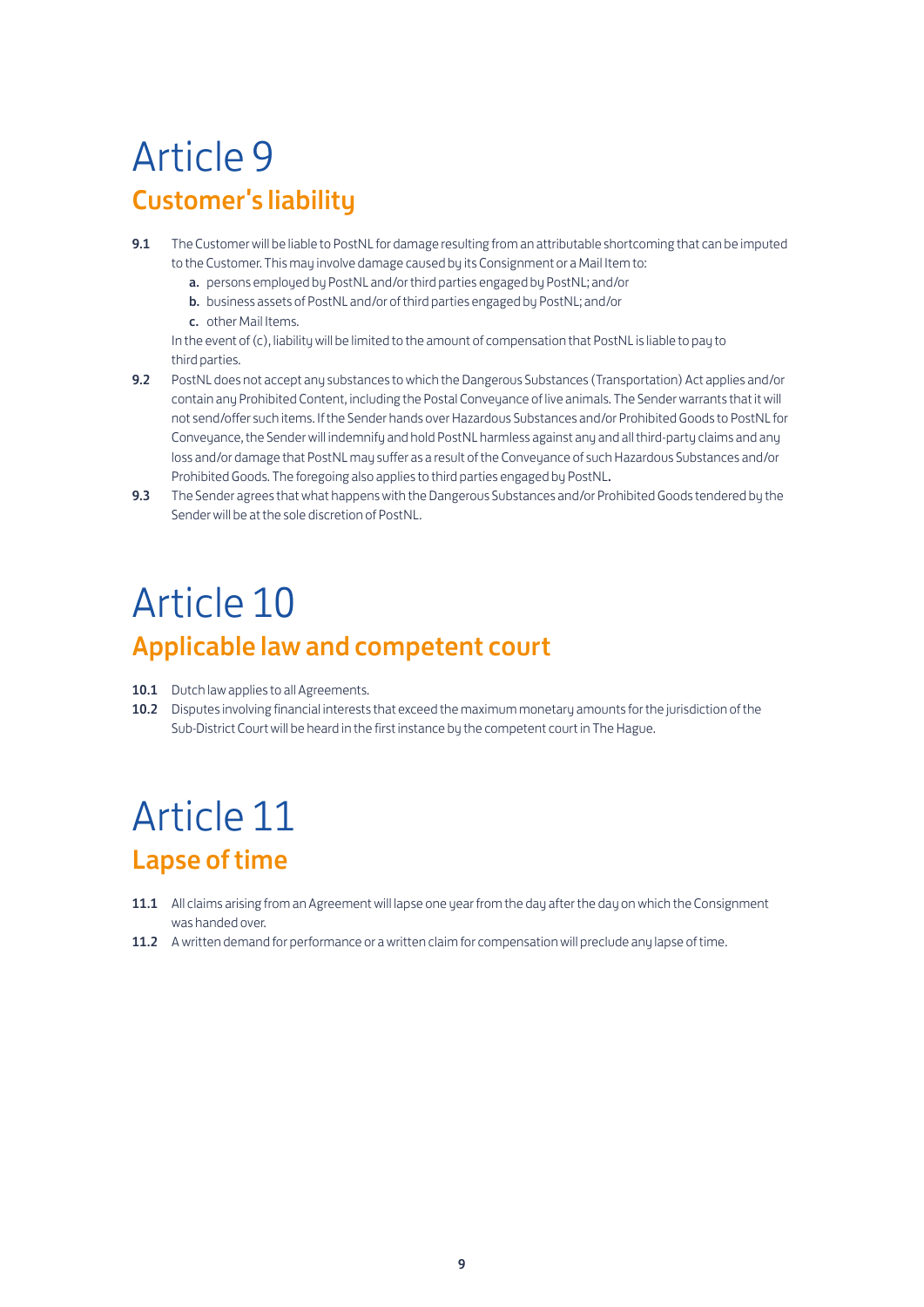# Article 9

## Customer's liability

**9.1** The Customer will be liable to PostNL for damage resulting from an attributable shortcoming that can be imputed to the Customer. This may involve damage caused by its Consignment or a Mail Item to:

**a.** persons employed by PostNL and/or third parties engaged by PostNL; and/or

**b.** business assets of PostNL and/or of third parties engaged by PostNL; and/or

**c.** other Mail Items.

In the event of (c), liability will be limited to the amount of compensation that PostNL is liable to pay to third parties.

**9.2** PostNL does not accept any substances to which the Dangerous Substances (Transportation) Act applies and/or contain any Prohibited Content, including the Postal Conveyance of live animals. The Sender warrants that it will not send/offer such items. If the Sender hands over Hazardous Substances and/or Prohibited Goods to PostNL for Conveyance, the Sender will indemnify and hold PostNL harmless against any and all third-party claims and any loss and/or damage that PostNL may suffer as a result of the Conveyance of such Hazardous Substances and/or Prohibited Goods. The foregoing also applies to third parties engaged by PostNL.

**9.3** The Sender agrees that what happens with the Dangerous Substances and/or Prohibited Goods tendered by the Sender will be at the sole discretion of PostNL.

# Article 10

## Applicable law and competent court

**10.1** Dutch law applies to all Agreements.

**10.2** Disputes involving financial interests that exceed the maximum monetary amounts for the jurisdiction of the Sub-District Court will be heard in the first instance by the competent court in The Hague.

# Article 11

## Lapse of time

**11.1** All claims arising from an Agreement will lapse one year from the day after the day on which the Consignment was handed over.

**11.2** A written demand for performance or a written claim for compensation will preclude any lapse of time.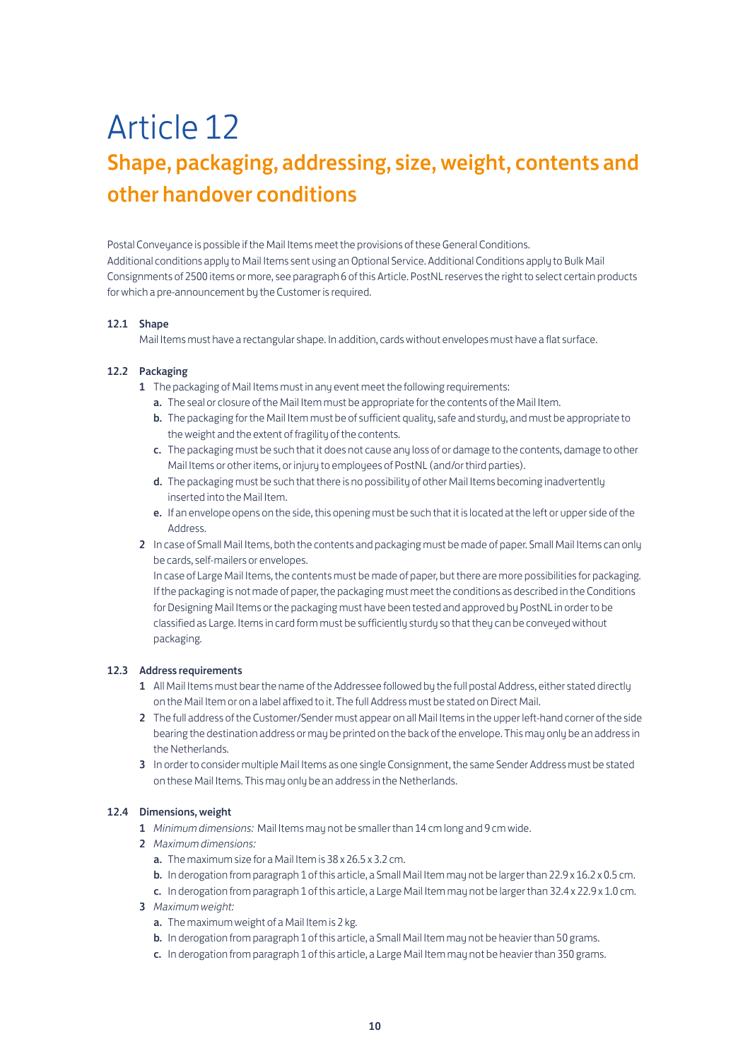# Article 12

## Shape, packaging, addressing, size, weight, contents and other handover conditions

Postal Conveyance is possible if the Mail Items meet the provisions of these General Conditions. Additional conditions apply to Mail Items sent using an Optional Service. Additional Conditions apply to Bulk Mail Consignments of 2500 items or more, see paragraph 6 of this Article. PostNL reserves the right to select certain products for which a pre-announcement by the Customer is required.

**12.1 Shape**

Mail Items must have a rectangular shape. In addition, cards without envelopes must have a flat surface.

**12.2 Packaging**

1. The packaging of Mail Items must in any event meet the following requirements:
   - **a.** The seal or closure of the Mail Item must be appropriate for the contents of the Mail Item.
   - **b.** The packaging for the Mail Item must be of sufficient quality, safe and sturdy, and must be appropriate to the weight and the extent of fragility of the contents.
   - **c.** The packaging must be such that it does not cause any loss of or damage to the contents, damage to other Mail Items or other items, or injury to employees of PostNL (and/or third parties).
   - **d.** The packaging must be such that there is no possibility of other Mail Items becoming inadvertently inserted into the Mail Item.
   - **e.** If an envelope opens on the side, this opening must be such that it is located at the left or upper side of the Address.
2. In case of Small Mail Items, both the contents and packaging must be made of paper. Small Mail Items can only be cards, self-mailers or envelopes.
   In case of Large Mail Items, the contents must be made of paper, but there are more possibilities for packaging. If the packaging is not made of paper, the packaging must meet the conditions as described in the Conditions for Designing Mail Items or the packaging must have been tested and approved by PostNL in order to be classified as Large. Items in card form must be sufficiently sturdy so that they can be conveyed without packaging.

**12.3 Address requirements**

1. All Mail Items must bear the name of the Addressee followed by the full postal Address, either stated directly on the Mail Item or on a label affixed to it. The full Address must be stated on Direct Mail.
2. The full address of the Customer/Sender must appear on all Mail Items in the upper left-hand corner of the side bearing the destination address or may be printed on the back of the envelope. This may only be an address in the Netherlands.
3. In order to consider multiple Mail Items as one single Consignment, the same Sender Address must be stated on these Mail Items. This may only be an address in the Netherlands.

**12.4 Dimensions, weight**

1. *Minimum dimensions:* Mail Items may not be smaller than 14 cm long and 9 cm wide.
2. *Maximum dimensions:*
   - **a.** The maximum size for a Mail Item is 38 x 26.5 x 3.2 cm.
   - **b.** In derogation from paragraph 1 of this article, a Small Mail Item may not be larger than 22.9 x 16.2 x 0.5 cm.
   - **c.** In derogation from paragraph 1 of this article, a Large Mail Item may not be larger than 32.4 x 22.9 x 1.0 cm.
3. *Maximum weight:*
   - **a.** The maximum weight of a Mail Item is 2 kg.
   - **b.** In derogation from paragraph 1 of this article, a Small Mail Item may not be heavier than 50 grams.
   - **c.** In derogation from paragraph 1 of this article, a Large Mail Item may not be heavier than 350 grams.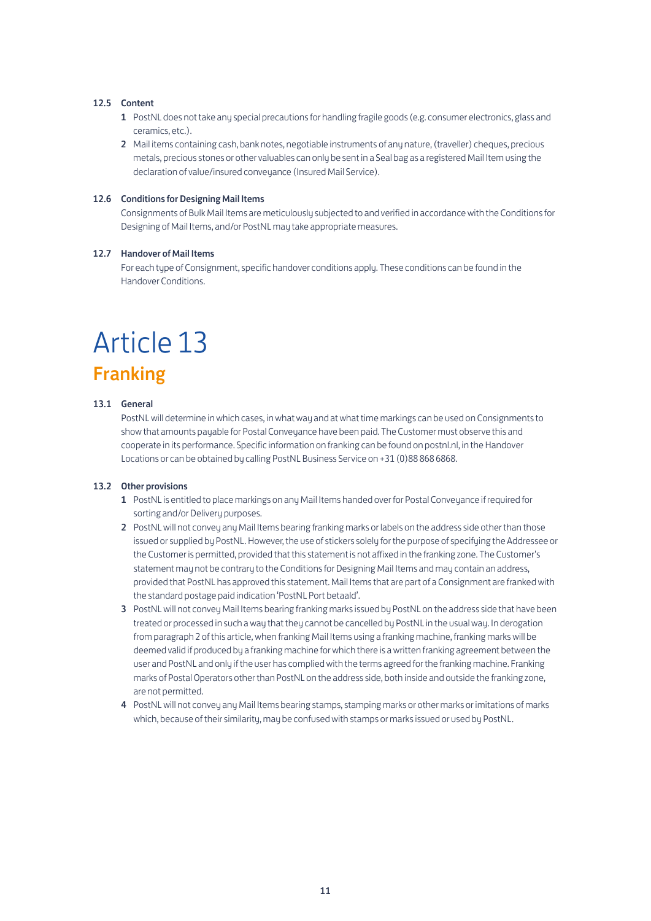### 12.5 Content

1. PostNL does not take any special precautions for handling fragile goods (e.g. consumer electronics, glass and ceramics, etc.).
2. Mail items containing cash, bank notes, negotiable instruments of any nature, (traveller) cheques, precious metals, precious stones or other valuables can only be sent in a Seal bag as a registered Mail Item using the declaration of value/insured conveyance (Insured Mail Service).

### 12.6 Conditions for Designing Mail Items

Consignments of Bulk Mail Items are meticulously subjected to and verified in accordance with the Conditions for Designing of Mail Items, and/or PostNL may take appropriate measures.

### 12.7 Handover of Mail Items

For each type of Consignment, specific handover conditions apply. These conditions can be found in the Handover Conditions.

# Article 13

## Franking

### 13.1 General

PostNL will determine in which cases, in what way and at what time markings can be used on Consignments to show that amounts payable for Postal Conveyance have been paid. The Customer must observe this and cooperate in its performance. Specific information on franking can be found on postnl.nl, in the Handover Locations or can be obtained by calling PostNL Business Service on +31 (0)88 868 6868.

### 13.2 Other provisions

1. PostNL is entitled to place markings on any Mail Items handed over for Postal Conveyance if required for sorting and/or Delivery purposes.
2. PostNL will not convey any Mail Items bearing franking marks or labels on the address side other than those issued or supplied by PostNL. However, the use of stickers solely for the purpose of specifying the Addressee or the Customer is permitted, provided that this statement is not affixed in the franking zone. The Customer's statement may not be contrary to the Conditions for Designing Mail Items and may contain an address, provided that PostNL has approved this statement. Mail Items that are part of a Consignment are franked with the standard postage paid indication 'PostNL Port betaald'.
3. PostNL will not convey Mail Items bearing franking marks issued by PostNL on the address side that have been treated or processed in such a way that they cannot be cancelled by PostNL in the usual way. In derogation from paragraph 2 of this article, when franking Mail Items using a franking machine, franking marks will be deemed valid if produced by a franking machine for which there is a written franking agreement between the user and PostNL and only if the user has complied with the terms agreed for the franking machine. Franking marks of Postal Operators other than PostNL on the address side, both inside and outside the franking zone, are not permitted.
4. PostNL will not convey any Mail Items bearing stamps, stamping marks or other marks or imitations of marks which, because of their similarity, may be confused with stamps or marks issued or used by PostNL.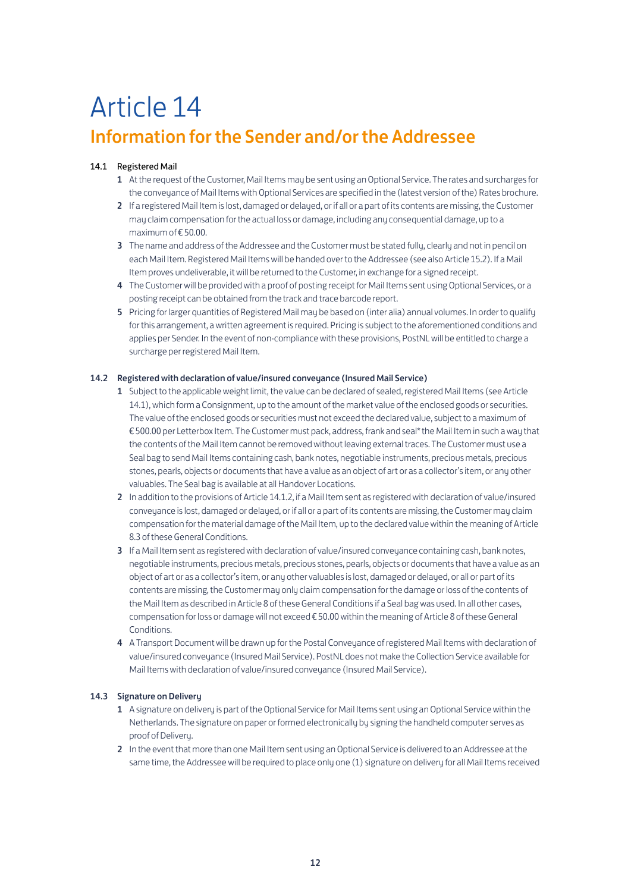# Article 14

## Information for the Sender and/or the Addressee

**14.1 Registered Mail**

1. At the request of the Customer, Mail Items may be sent using an Optional Service. The rates and surcharges for the conveyance of Mail Items with Optional Services are specified in the (latest version of the) Rates brochure.
2. If a registered Mail Item is lost, damaged or delayed, or if all or a part of its contents are missing, the Customer may claim compensation for the actual loss or damage, including any consequential damage, up to a maximum of € 50.00.
3. The name and address of the Addressee and the Customer must be stated fully, clearly and not in pencil on each Mail Item. Registered Mail Items will be handed over to the Addressee (see also Article 15.2). If a Mail Item proves undeliverable, it will be returned to the Customer, in exchange for a signed receipt.
4. The Customer will be provided with a proof of posting receipt for Mail Items sent using Optional Services, or a posting receipt can be obtained from the track and trace barcode report.
5. Pricing for larger quantities of Registered Mail may be based on (inter alia) annual volumes. In order to qualify for this arrangement, a written agreement is required. Pricing is subject to the aforementioned conditions and applies per Sender. In the event of non-compliance with these provisions, PostNL will be entitled to charge a surcharge per registered Mail Item.

**14.2 Registered with declaration of value/insured conveyance (Insured Mail Service)**

1. Subject to the applicable weight limit, the value can be declared of sealed, registered Mail Items (see Article 14.1), which form a Consignment, up to the amount of the market value of the enclosed goods or securities. The value of the enclosed goods or securities must not exceed the declared value, subject to a maximum of € 500.00 per Letterbox Item. The Customer must pack, address, frank and seal* the Mail Item in such a way that the contents of the Mail Item cannot be removed without leaving external traces. The Customer must use a Seal bag to send Mail Items containing cash, bank notes, negotiable instruments, precious metals, precious stones, pearls, objects or documents that have a value as an object of art or as a collector's item, or any other valuables. The Seal bag is available at all Handover Locations.
2. In addition to the provisions of Article 14.1.2, if a Mail Item sent as registered with declaration of value/insured conveyance is lost, damaged or delayed, or if all or a part of its contents are missing, the Customer may claim compensation for the material damage of the Mail Item, up to the declared value within the meaning of Article 8.3 of these General Conditions.
3. If a Mail Item sent as registered with declaration of value/insured conveyance containing cash, bank notes, negotiable instruments, precious metals, precious stones, pearls, objects or documents that have a value as an object of art or as a collector's item, or any other valuables is lost, damaged or delayed, or all or part of its contents are missing, the Customer may only claim compensation for the damage or loss of the contents of the Mail Item as described in Article 8 of these General Conditions if a Seal bag was used. In all other cases, compensation for loss or damage will not exceed € 50.00 within the meaning of Article 8 of these General Conditions.
4. A Transport Document will be drawn up for the Postal Conveyance of registered Mail Items with declaration of value/insured conveyance (Insured Mail Service). PostNL does not make the Collection Service available for Mail Items with declaration of value/insured conveyance (Insured Mail Service).

**14.3 Signature on Delivery**

1. A signature on delivery is part of the Optional Service for Mail Items sent using an Optional Service within the Netherlands. The signature on paper or formed electronically by signing the handheld computer serves as proof of Delivery.
2. In the event that more than one Mail Item sent using an Optional Service is delivered to an Addressee at the same time, the Addressee will be required to place only one (1) signature on delivery for all Mail Items received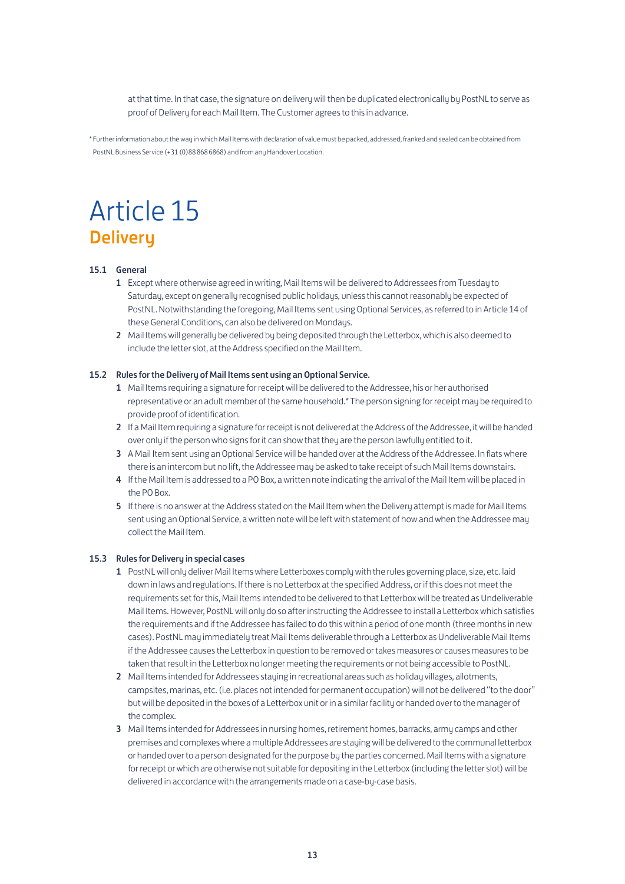at that time. In that case, the signature on delivery will then be duplicated electronically by PostNL to serve as proof of Delivery for each Mail Item. The Customer agrees to this in advance.

* Further information about the way in which Mail Items with declaration of value must be packed, addressed, franked and sealed can be obtained from PostNL Business Service (+31 (0)88 868 6868) and from any Handover Location.

# Article 15
## Delivery

**15.1 General**

1. Except where otherwise agreed in writing, Mail Items will be delivered to Addressees from Tuesday to Saturday, except on generally recognised public holidays, unless this cannot reasonably be expected of PostNL. Notwithstanding the foregoing, Mail Items sent using Optional Services, as referred to in Article 14 of these General Conditions, can also be delivered on Mondays.
2. Mail Items will generally be delivered by being deposited through the Letterbox, which is also deemed to include the letter slot, at the Address specified on the Mail Item.

**15.2 Rules for the Delivery of Mail Items sent using an Optional Service.**

1. Mail Items requiring a signature for receipt will be delivered to the Addressee, his or her authorised representative or an adult member of the same household.* The person signing for receipt may be required to provide proof of identification.
2. If a Mail Item requiring a signature for receipt is not delivered at the Address of the Addressee, it will be handed over only if the person who signs for it can show that they are the person lawfully entitled to it.
3. A Mail Item sent using an Optional Service will be handed over at the Address of the Addressee. In flats where there is an intercom but no lift, the Addressee may be asked to take receipt of such Mail Items downstairs.
4. If the Mail Item is addressed to a PO Box, a written note indicating the arrival of the Mail Item will be placed in the PO Box.
5. If there is no answer at the Address stated on the Mail Item when the Delivery attempt is made for Mail Items sent using an Optional Service, a written note will be left with statement of how and when the Addressee may collect the Mail Item.

**15.3 Rules for Delivery in special cases**

1. PostNL will only deliver Mail Items where Letterboxes comply with the rules governing place, size, etc. laid down in laws and regulations. If there is no Letterbox at the specified Address, or if this does not meet the requirements set for this, Mail Items intended to be delivered to that Letterbox will be treated as Undeliverable Mail Items. However, PostNL will only do so after instructing the Addressee to install a Letterbox which satisfies the requirements and if the Addressee has failed to do this within a period of one month (three months in new cases). PostNL may immediately treat Mail Items deliverable through a Letterbox as Undeliverable Mail Items if the Addressee causes the Letterbox in question to be removed or takes measures or causes measures to be taken that result in the Letterbox no longer meeting the requirements or not being accessible to PostNL.
2. Mail Items intended for Addressees staying in recreational areas such as holiday villages, allotments, campsites, marinas, etc. (i.e. places not intended for permanent occupation) will not be delivered "to the door" but will be deposited in the boxes of a Letterbox unit or in a similar facility or handed over to the manager of the complex.
3. Mail Items intended for Addressees in nursing homes, retirement homes, barracks, army camps and other premises and complexes where a multiple Addressees are staying will be delivered to the communal letterbox or handed over to a person designated for the purpose by the parties concerned. Mail Items with a signature for receipt or which are otherwise not suitable for depositing in the Letterbox (including the letter slot) will be delivered in accordance with the arrangements made on a case-by-case basis.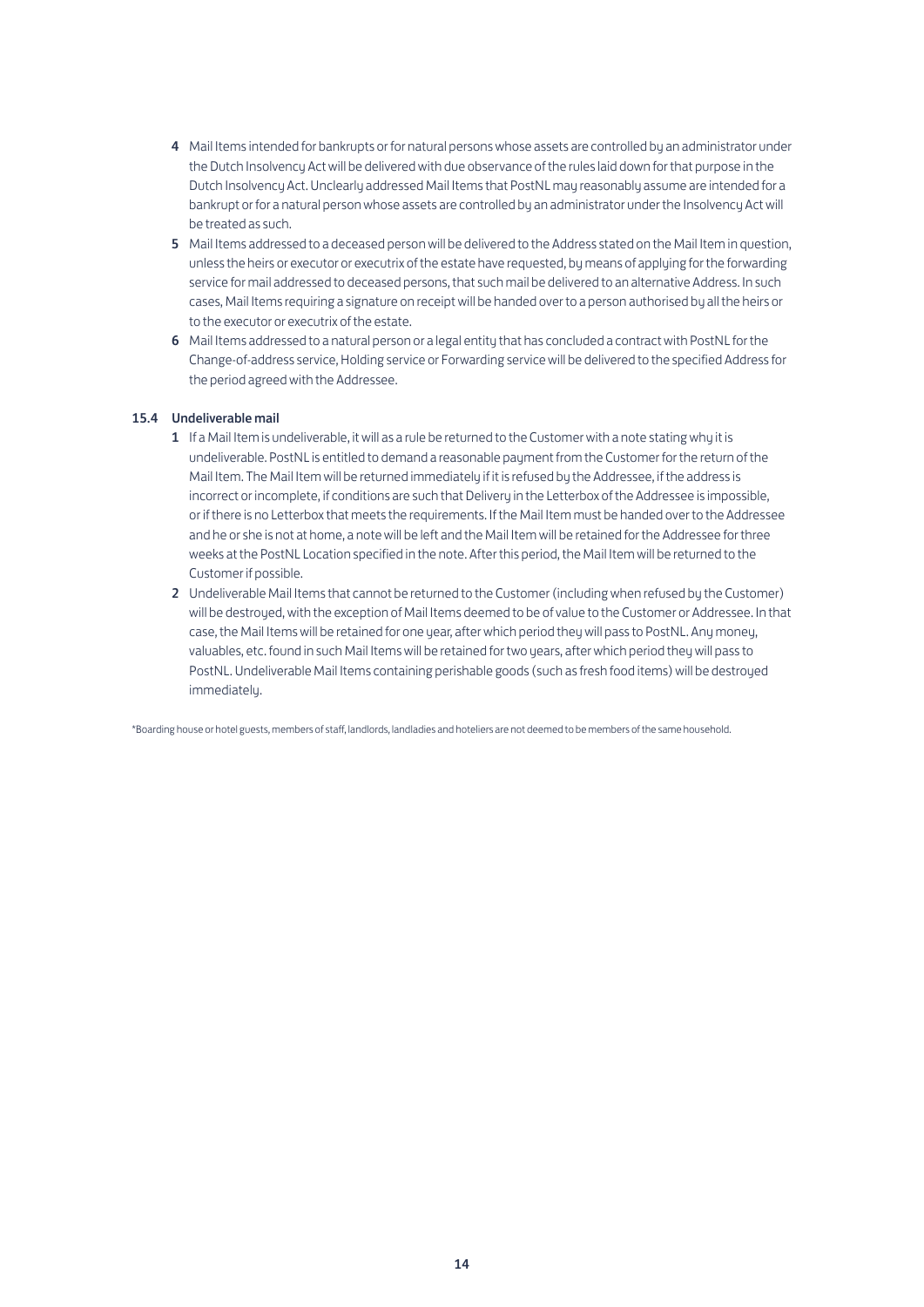4 Mail Items intended for bankrupts or for natural persons whose assets are controlled by an administrator under the Dutch Insolvency Act will be delivered with due observance of the rules laid down for that purpose in the Dutch Insolvency Act. Unclearly addressed Mail Items that PostNL may reasonably assume are intended for a bankrupt or for a natural person whose assets are controlled by an administrator under the Insolvency Act will be treated as such.

5 Mail Items addressed to a deceased person will be delivered to the Address stated on the Mail Item in question, unless the heirs or executor or executrix of the estate have requested, by means of applying for the forwarding service for mail addressed to deceased persons, that such mail be delivered to an alternative Address. In such cases, Mail Items requiring a signature on receipt will be handed over to a person authorised by all the heirs or to the executor or executrix of the estate.

6 Mail Items addressed to a natural person or a legal entity that has concluded a contract with PostNL for the Change-of-address service, Holding service or Forwarding service will be delivered to the specified Address for the period agreed with the Addressee.

### 15.4 Undeliverable mail

1 If a Mail Item is undeliverable, it will as a rule be returned to the Customer with a note stating why it is undeliverable. PostNL is entitled to demand a reasonable payment from the Customer for the return of the Mail Item. The Mail Item will be returned immediately if it is refused by the Addressee, if the address is incorrect or incomplete, if conditions are such that Delivery in the Letterbox of the Addressee is impossible, or if there is no Letterbox that meets the requirements. If the Mail Item must be handed over to the Addressee and he or she is not at home, a note will be left and the Mail Item will be retained for the Addressee for three weeks at the PostNL Location specified in the note. After this period, the Mail Item will be returned to the Customer if possible.

2 Undeliverable Mail Items that cannot be returned to the Customer (including when refused by the Customer) will be destroyed, with the exception of Mail Items deemed to be of value to the Customer or Addressee. In that case, the Mail Items will be retained for one year, after which period they will pass to PostNL. Any money, valuables, etc. found in such Mail Items will be retained for two years, after which period they will pass to PostNL. Undeliverable Mail Items containing perishable goods (such as fresh food items) will be destroyed immediately.

*Boarding house or hotel guests, members of staff, landlords, landladies and hoteliers are not deemed to be members of the same household.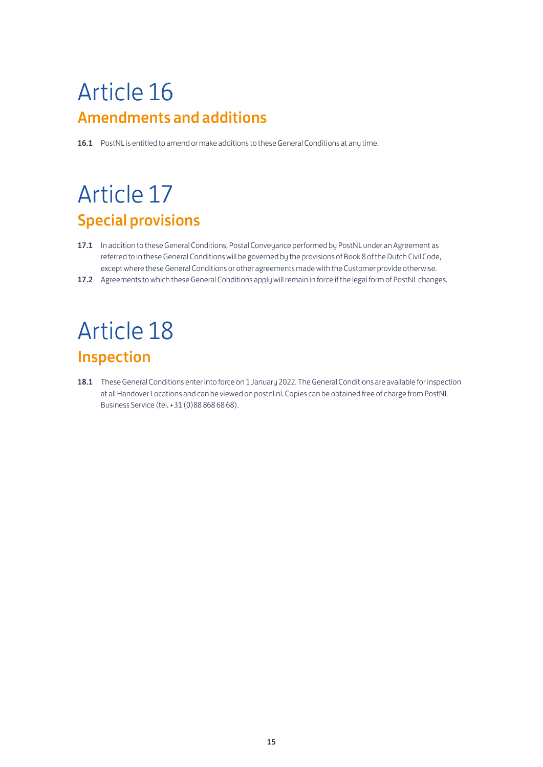# Article 16

## Amendments and additions

**16.1** PostNL is entitled to amend or make additions to these General Conditions at any time.

# Article 17

## Special provisions

**17.1** In addition to these General Conditions, Postal Conveyance performed by PostNL under an Agreement as referred to in these General Conditions will be governed by the provisions of Book 8 of the Dutch Civil Code, except where these General Conditions or other agreements made with the Customer provide otherwise.

**17.2** Agreements to which these General Conditions apply will remain in force if the legal form of PostNL changes.

# Article 18

## Inspection

**18.1** These General Conditions enter into force on 1 January 2022. The General Conditions are available for inspection at all Handover Locations and can be viewed on postnl.nl. Copies can be obtained free of charge from PostNL Business Service (tel. +31 (0)88 868 68 68).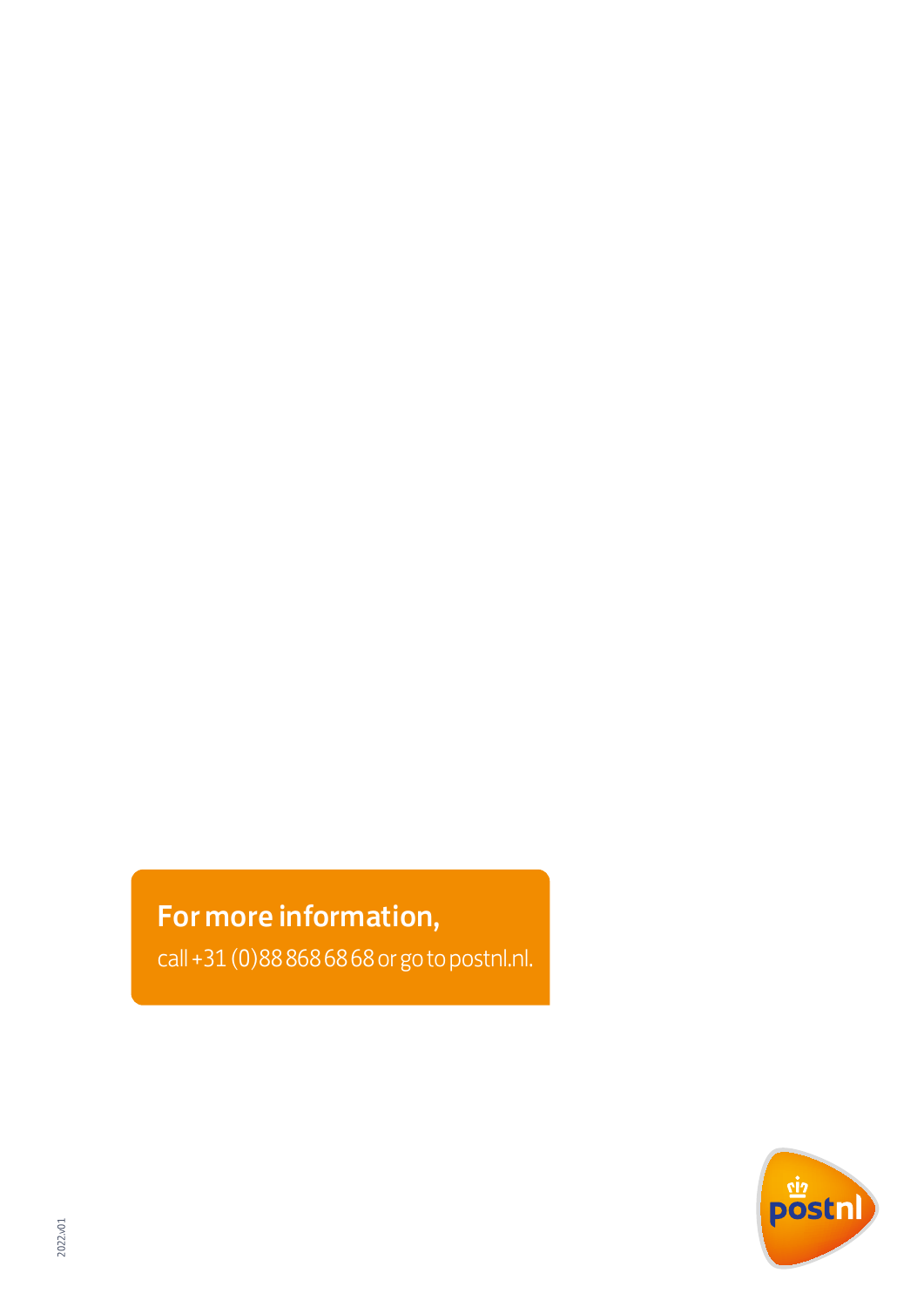**For more information,**

call +31 (0)88 868 68 68 or go to postnl.nl.

2022.v01